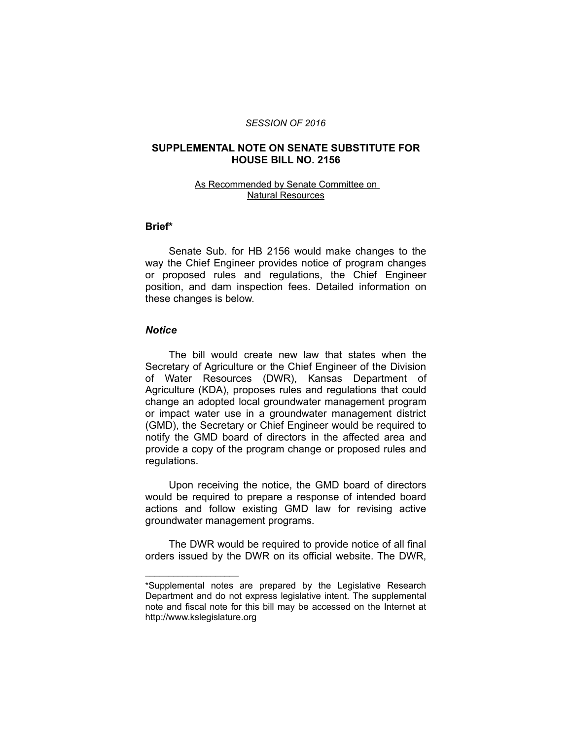*SESSION OF 2016*

## SUPPLEMENTAL NOTE ON SENATE SUBSTITUTE FOR HOUSE BILL NO. 2156

As Recommended by Senate Committee on Natural Resources

### Brief*

Senate Sub. for HB 2156 would make changes to the way the Chief Engineer provides notice of program changes or proposed rules and regulations, the Chief Engineer position, and dam inspection fees. Detailed information on these changes is below.

### *Notice*

The bill would create new law that states when the Secretary of Agriculture or the Chief Engineer of the Division of Water Resources (DWR), Kansas Department of Agriculture (KDA), proposes rules and regulations that could change an adopted local groundwater management program or impact water use in a groundwater management district (GMD), the Secretary or Chief Engineer would be required to notify the GMD board of directors in the affected area and provide a copy of the program change or proposed rules and regulations.

Upon receiving the notice, the GMD board of directors would be required to prepare a response of intended board actions and follow existing GMD law for revising active groundwater management programs.

The DWR would be required to provide notice of all final orders issued by the DWR on its official website. The DWR,

---

*Supplemental notes are prepared by the Legislative Research Department and do not express legislative intent. The supplemental note and fiscal note for this bill may be accessed on the Internet at http://www.kslegislature.org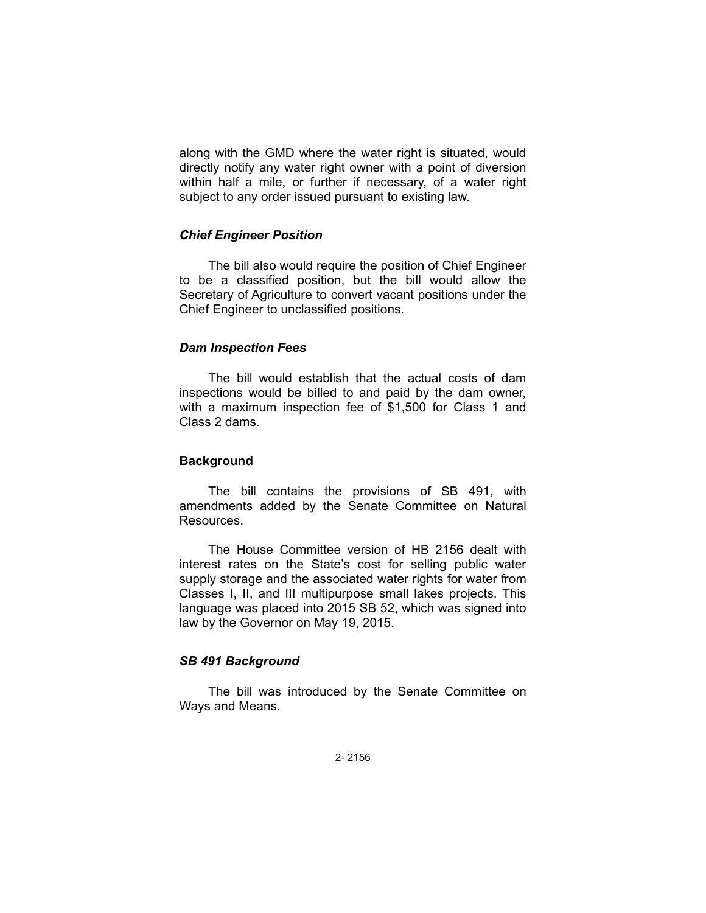along with the GMD where the water right is situated, would directly notify any water right owner with a point of diversion within half a mile, or further if necessary, of a water right subject to any order issued pursuant to existing law.

### *Chief Engineer Position*

The bill also would require the position of Chief Engineer to be a classified position, but the bill would allow the Secretary of Agriculture to convert vacant positions under the Chief Engineer to unclassified positions.

### *Dam Inspection Fees*

The bill would establish that the actual costs of dam inspections would be billed to and paid by the dam owner, with a maximum inspection fee of $1,500 for Class 1 and Class 2 dams.

## **Background**

The bill contains the provisions of SB 491, with amendments added by the Senate Committee on Natural Resources.

The House Committee version of HB 2156 dealt with interest rates on the State's cost for selling public water supply storage and the associated water rights for water from Classes I, II, and III multipurpose small lakes projects. This language was placed into 2015 SB 52, which was signed into law by the Governor on May 19, 2015.

### *SB 491 Background*

The bill was introduced by the Senate Committee on Ways and Means.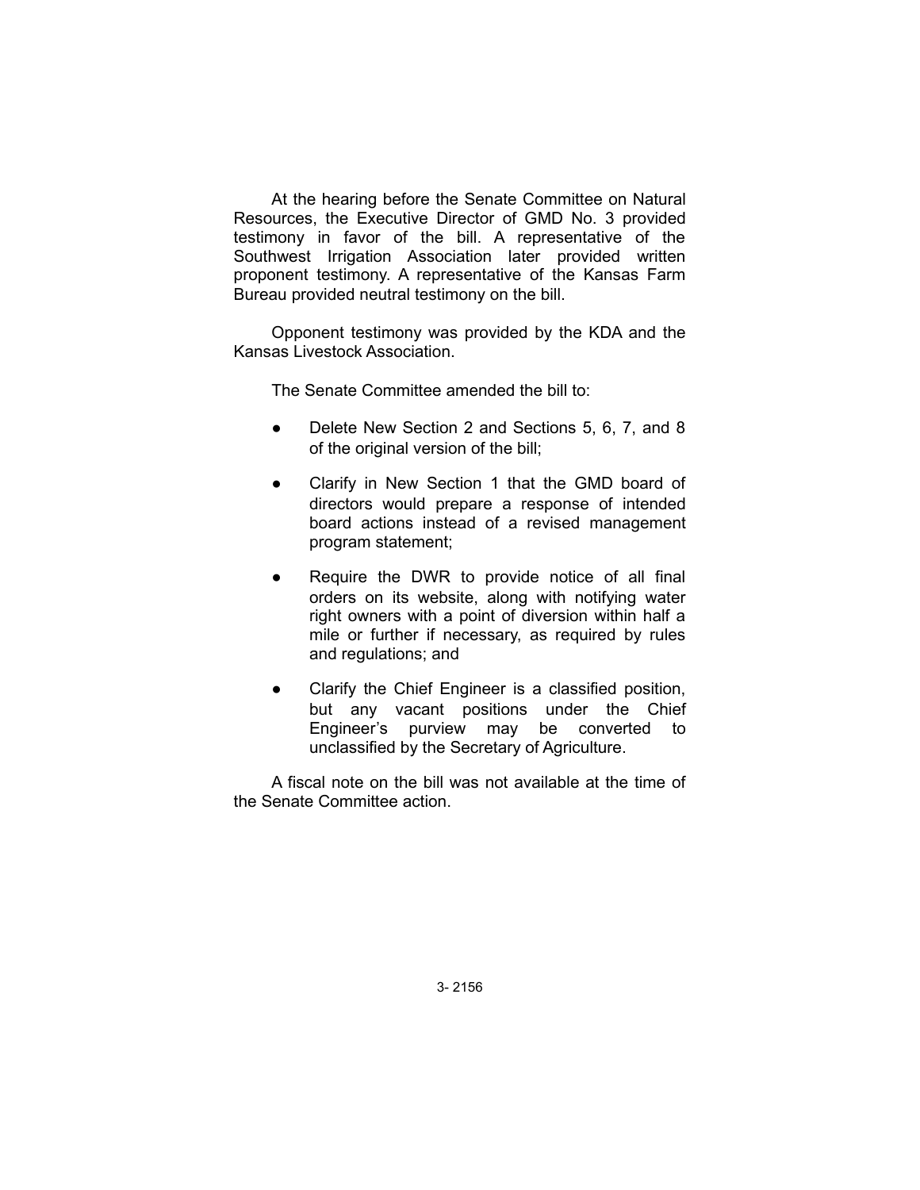At the hearing before the Senate Committee on Natural Resources, the Executive Director of GMD No. 3 provided testimony in favor of the bill. A representative of the Southwest Irrigation Association later provided written proponent testimony. A representative of the Kansas Farm Bureau provided neutral testimony on the bill.

Opponent testimony was provided by the KDA and the Kansas Livestock Association.

The Senate Committee amended the bill to:

- Delete New Section 2 and Sections 5, 6, 7, and 8 of the original version of the bill;
- Clarify in New Section 1 that the GMD board of directors would prepare a response of intended board actions instead of a revised management program statement;
- Require the DWR to provide notice of all final orders on its website, along with notifying water right owners with a point of diversion within half a mile or further if necessary, as required by rules and regulations; and
- Clarify the Chief Engineer is a classified position, but any vacant positions under the Chief Engineer's purview may be converted to unclassified by the Secretary of Agriculture.

A fiscal note on the bill was not available at the time of the Senate Committee action.